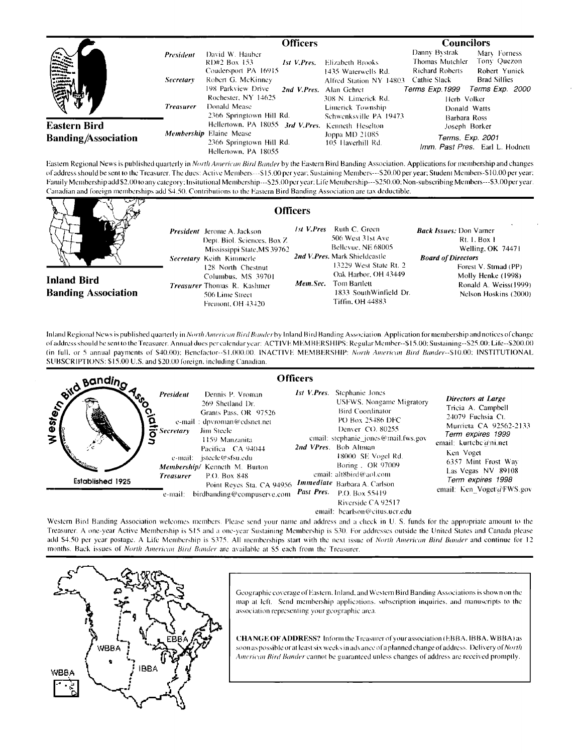## Eastern Bird Banding Association

### Officers

***President*** David W. Hauber
RD#2 Box 153
Coudersport PA 16915

***Secretary*** Robert G. McKinney
198 Parkview Drive
Rochester, NY 14625

***Treasurer*** Donald Mease
2366 Springtown Hill Rd.
Hellertown, PA 18055

***Membership*** Elaine Mease
2366 Springtown Hill Rd.
Hellertown, PA 18055

***1st V.Pres.*** Elizabeth Brooks
1435 Waterwells Rd.
Alfred Station NY 14803

***2nd V.Pres.*** Alan Gehret
308 N. Limerick Rd.
Limerick Township
Schwenksville PA 19473

***3rd V.Pres.*** Kenneth Heselton
Joppa MD 21085
105 Haverhill Rd.

### Councilors

Danny Bystrak
Thomas Mutchler
Richard Roberts
Cathie Slack
*Terms Exp. 1999*

Mary Forness
Tony Quezon
Robert Yunick
Brad Silfies
*Terms Exp. 2000*

Herb Volker
Donald Watts
Barbara Ross
Joseph Borker
*Terms. Exp. 2001*

*Imm. Past Pres.* Earl L. Hodnett

Eastern Regional News is published quarterly in *North American Bird Bander* by the Eastern Bird Banding Association. Applications for membership and changes of address should be sent to the Treasurer. The dues: Active Members---$15.00 per year; Sustaining Members---$20.00 per year; Student Members-$10.00 per year; Family Membership add $2.00 to any category; Insitutional Membership---$25.00 per year; Life Membership---$250.00; Non-subscribing Members---$3.00 per year. Canadian and foreign memberships add $4.50. Contributions to the Eastern Bird Banding Association are tax deductible.

## Inland Bird Banding Association

### Officers

***President*** Jerome A. Jackson
Dept. Biol. Sciences, Box Z
Mississippi State, MS 39762

***Secretary*** Keith Kimmerle
128 North Chestnut
Columbus, MS 39701

***Treasurer*** Thomas R. Kashmer
506 Lime Street
Fremont, OH 43420

***1st V.Pres*** Ruth C. Green
506 West 31st Ave
Bellevue, NE 68005

***2nd V.Pres.*** Mark Shieldcastle
13229 West State Rt. 2
Oak Harbor, OH 43449

***Mem.Sec.*** Tom Bartlett
1833 SouthWinfield Dr.
Tiffin, OH 44883

***Back Issues:*** Don Varner
Rt. 1, Box 1
Welling, OK 74471

***Board of Directors***
Forest V. Strnad (PP)
Molly Henke (1998)
Ronald A. Weiss (1999)
Nelson Hoskins (2000)

Inland Regional News is published quarterly in *North American Bird Bander* by Inland Bird Banding Association. Application for membership and notices of change of address should be sent to the Treasurer. Annual dues per calendar year: ACTIVE MEMBERSHIPS: Regular Member--$15.00; Sustaining--$25.00; Life--$200.00 (in full, or 5 annual payments of $40.00); Benefactor--$1,000.00. INACTIVE MEMBERSHIP: *North American Bird Bander*--$10.00; INSTITUTIONAL SUBSCRIPTIONS: $15.00 U.S. and $20.00 foreign, including Canadian.

## Western Bird Banding Association

Established 1925

### Officers

***President*** Dennis P. Vroman
269 Shetland Dr.
Grants Pass, OR 97526
e-mail : dpvroman@cdsnet.net

***Secretary*** Jim Steele
1159 Manzanita
Pacifica CA 94044
e-mail: jsteele@sfsu.edu

***Membership/ Treasurer*** Kenneth M. Burton
P.O. Box 848
Point Reyes Sta. CA 94956
e-mail: birdbanding@compuserve.com

***1st V.Pres.*** Stephanie Jones
USFWS, Nongame Migratory Bird Coordinator
PO Box 25486 DFC
Denver CO. 80255
email: stephanie_jones@mail.fws.gov

***2nd VPres.*** Bob Altman
18000 SE Vogel Rd.
Boring , OR 97009
email: alt8bird@aol.com

***Immediate Past Pres.*** Barbara A. Carlson
P.O. Box 55419
Riverside CA 92517
email: bcarlson@citus.ucr.edu

***Directors at Large***
Tricia A. Campbell
24079 Fuchsia Ct.
Murrieta CA 92562-2133
*Term expires 1999*
email: kurtcbc@ni.net

Ken Voget
6357 Mint Frost Way
Las Vegas NV 89108
*Term expires 1998*
email: Ken_Voget@FWS.gov

Western Bird Banding Association welcomes members. Please send your name and address and a check in U. S. funds for the appropriate amount to the Treasurer. A one-year Active Membership is $15 and a one-year Sustaining Membership is $30. For addresses outside the United States and Canada please add $4.50 per year postage. A Life Membership is $375. All memberships start with the next issue of *North American Bird Bander* and continue for 12 months. Back issues of *North American Bird Bander* are available at $5 each from the Treasurer.

WBBA IBBA EBBA WBBA

Geographic coverage of Eastern, Inland, and Western Bird Banding Associations is shown on the map at left. Send membership applications, subscription inquiries, and manuscripts to the association representing your geographic area.

**CHANGE OF ADDRESS?** Inform the Treasurer of your association (EBBA, IBBA, WBBA) as soon as possible or at least six weeks in advance of a planned change of address. Delivery of *North American Bird Bander* cannot be guaranteed unless changes of address are received promptly.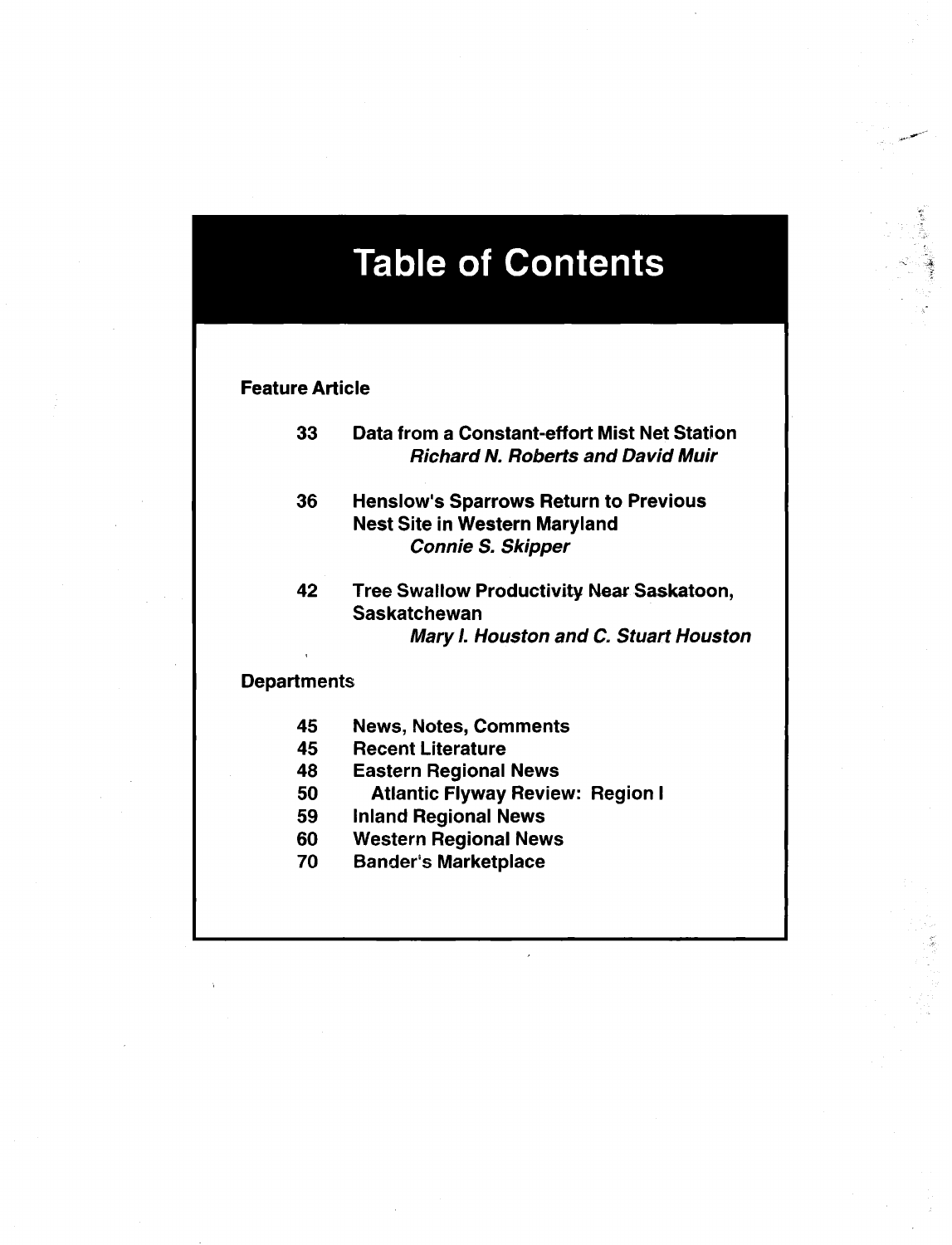# Table of Contents

## Feature Article

33 **Data from a Constant-effort Mist Net Station**
*Richard N. Roberts and David Muir*

36 **Henslow's Sparrows Return to Previous Nest Site in Western Maryland**
*Connie S. Skipper*

42 **Tree Swallow Productivity Near Saskatoon, Saskatchewan**
*Mary I. Houston and C. Stuart Houston*

## Departments

45 **News, Notes, Comments**
45 **Recent Literature**
48 **Eastern Regional News**
50 **Atlantic Flyway Review: Region I**
59 **Inland Regional News**
60 **Western Regional News**
70 **Bander's Marketplace**